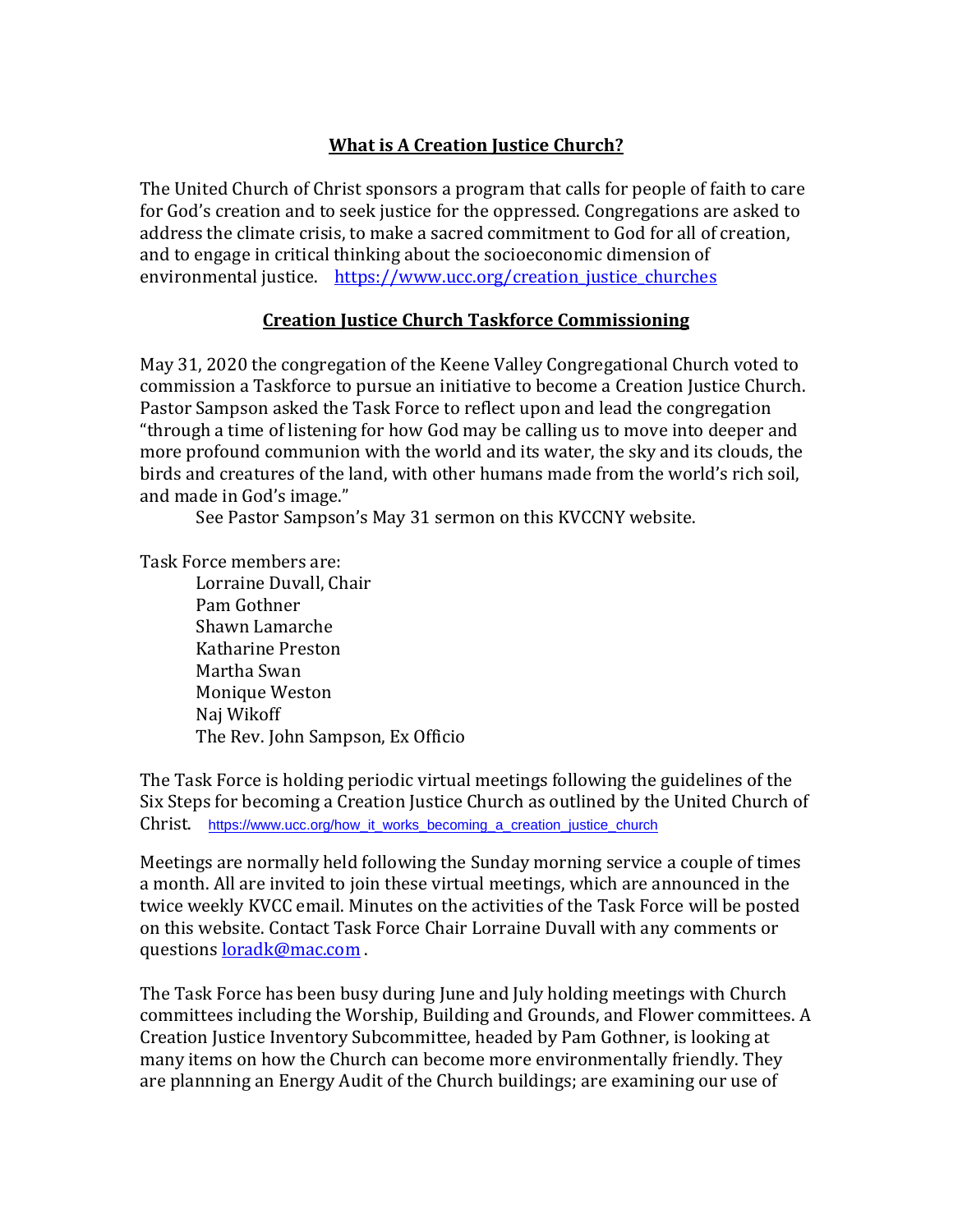## **What is A Creation Justice Church?**

The United Church of Christ sponsors a program that calls for people of faith to care for God's creation and to seek justice for the oppressed. Congregations are asked to address the climate crisis, to make a sacred commitment to God for all of creation, and to engage in critical thinking about the socioeconomic dimension of environmental justice. https://www.ucc.org/creation_justice_churches

## **Creation Justice Church Taskforce Commissioning**

May 31, 2020 the congregation of the Keene Valley Congregational Church voted to commission a Taskforce to pursue an initiative to become a Creation Justice Church. Pastor Sampson asked the Task Force to reflect upon and lead the congregation "through a time of listening for how God may be calling us to move into deeper and more profound communion with the world and its water, the sky and its clouds, the birds and creatures of the land, with other humans made from the world's rich soil, and made in God's image."

See Pastor Sampson's May 31 sermon on this KVCCNY website.

Task Force members are:

- Lorraine Duvall, Chair
- Pam Gothner
- Shawn Lamarche
- Katharine Preston
- Martha Swan
- Monique Weston
- Naj Wikoff
- The Rev. John Sampson, Ex Officio

The Task Force is holding periodic virtual meetings following the guidelines of the Six Steps for becoming a Creation Justice Church as outlined by the United Church of Christ. https://www.ucc.org/how_it_works_becoming_a_creation_justice_church

Meetings are normally held following the Sunday morning service a couple of times a month. All are invited to join these virtual meetings, which are announced in the twice weekly KVCC email. Minutes on the activities of the Task Force will be posted on this website. Contact Task Force Chair Lorraine Duvall with any comments or questions loradk@mac.com .

The Task Force has been busy during June and July holding meetings with Church committees including the Worship, Building and Grounds, and Flower committees. A Creation Justice Inventory Subcommittee, headed by Pam Gothner, is looking at many items on how the Church can become more environmentally friendly. They are plannning an Energy Audit of the Church buildings; are examining our use of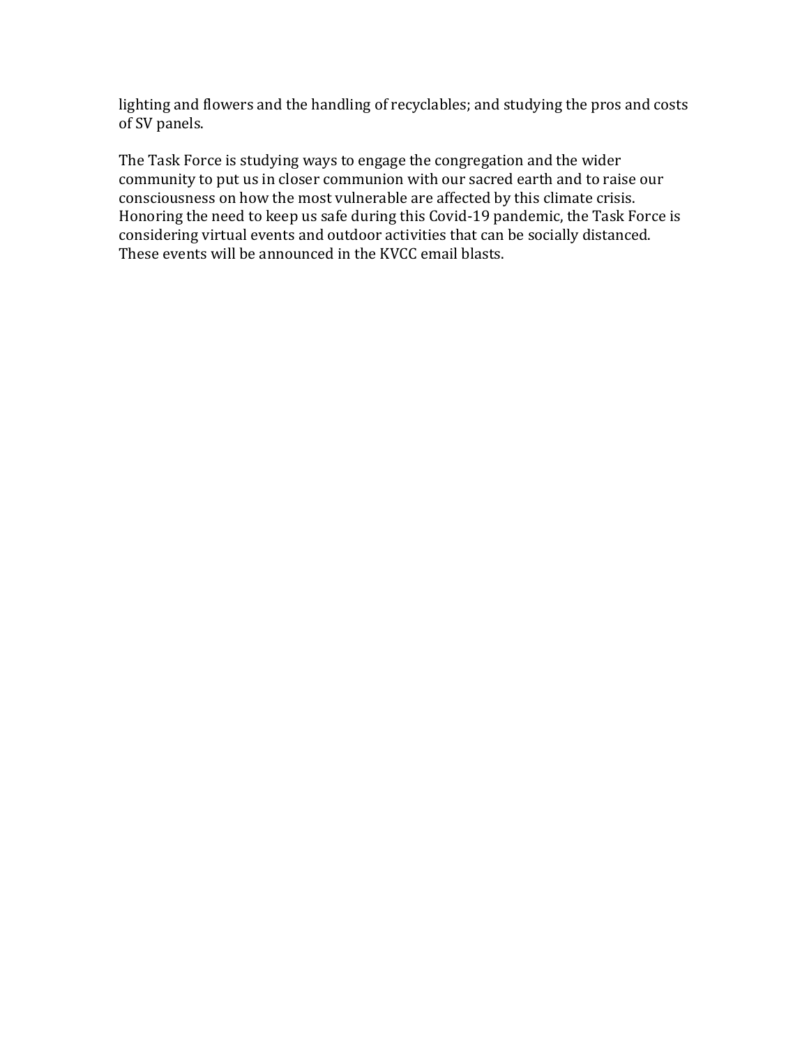lighting and flowers and the handling of recyclables; and studying the pros and costs of SV panels.

The Task Force is studying ways to engage the congregation and the wider community to put us in closer communion with our sacred earth and to raise our consciousness on how the most vulnerable are affected by this climate crisis. Honoring the need to keep us safe during this Covid-19 pandemic, the Task Force is considering virtual events and outdoor activities that can be socially distanced. These events will be announced in the KVCC email blasts.